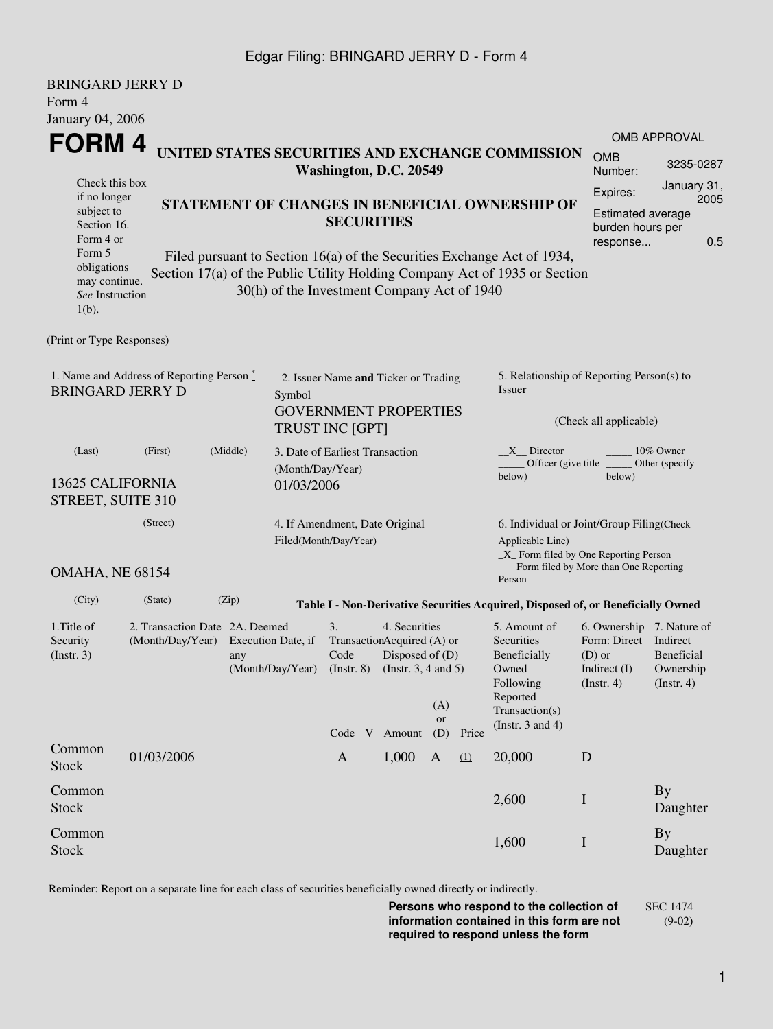BRINGARD JERRY D
Form 4
January 04, 2006

# FORM 4

**UNITED STATES SECURITIES AND EXCHANGE COMMISSION**
**Washington, D.C. 20549**

**STATEMENT OF CHANGES IN BENEFICIAL OWNERSHIP OF SECURITIES**

Filed pursuant to Section 16(a) of the Securities Exchange Act of 1934, Section 17(a) of the Public Utility Holding Company Act of 1935 or Section 30(h) of the Investment Company Act of 1940

Check this box if no longer subject to Section 16. Form 4 or Form 5 obligations may continue. *See* Instruction 1(b).

OMB APPROVAL
OMB Number: 3235-0287
Expires: January 31, 2005
Estimated average burden hours per response... 0.5

(Print or Type Responses)

1. Name and Address of Reporting Person *
BRINGARD JERRY D
(Last) (First) (Middle)
13625 CALIFORNIA STREET, SUITE 310
(Street)
OMAHA, NE 68154
(City) (State) (Zip)

2. Issuer Name **and** Ticker or Trading Symbol
GOVERNMENT PROPERTIES TRUST INC [GPT]

3. Date of Earliest Transaction (Month/Day/Year)
01/03/2006

4. If Amendment, Date Original Filed(Month/Day/Year)

5. Relationship of Reporting Person(s) to Issuer
(Check all applicable)
\_\_X\_\_ Director \_\_\_\_\_ 10% Owner
\_\_\_\_\_ Officer (give title below) \_\_\_\_\_ Other (specify below)

6. Individual or Joint/Group Filing(Check Applicable Line)
\_X\_ Form filed by One Reporting Person
\_\_\_ Form filed by More than One Reporting Person

**Table I - Non-Derivative Securities Acquired, Disposed of, or Beneficially Owned**

| 1.Title of Security (Instr. 3) | 2. Transaction Date (Month/Day/Year) | 2A. Deemed Execution Date, if any (Month/Day/Year) | 3. Transaction Code (Instr. 8) | | 4. Securities Acquired (A) or Disposed of (D) (Instr. 3, 4 and 5) | | | 5. Amount of Securities Beneficially Owned Following Reported Transaction(s) (Instr. 3 and 4) | 6. Ownership Form: Direct (D) or Indirect (I) (Instr. 4) | 7. Nature of Indirect Beneficial Ownership (Instr. 4) |
|---|---|---|---|---|---|---|---|---|---|---|
| | | | Code | V | Amount | (A) or (D) | Price | | | |
| Common Stock | 01/03/2006 | | A | | 1,000 | A | (1) | 20,000 | D | |
| Common Stock | | | | | | | | 2,600 | I | By Daughter |
| Common Stock | | | | | | | | 1,600 | I | By Daughter |

Reminder: Report on a separate line for each class of securities beneficially owned directly or indirectly.

**Persons who respond to the collection of information contained in this form are not required to respond unless the form**

SEC 1474 (9-02)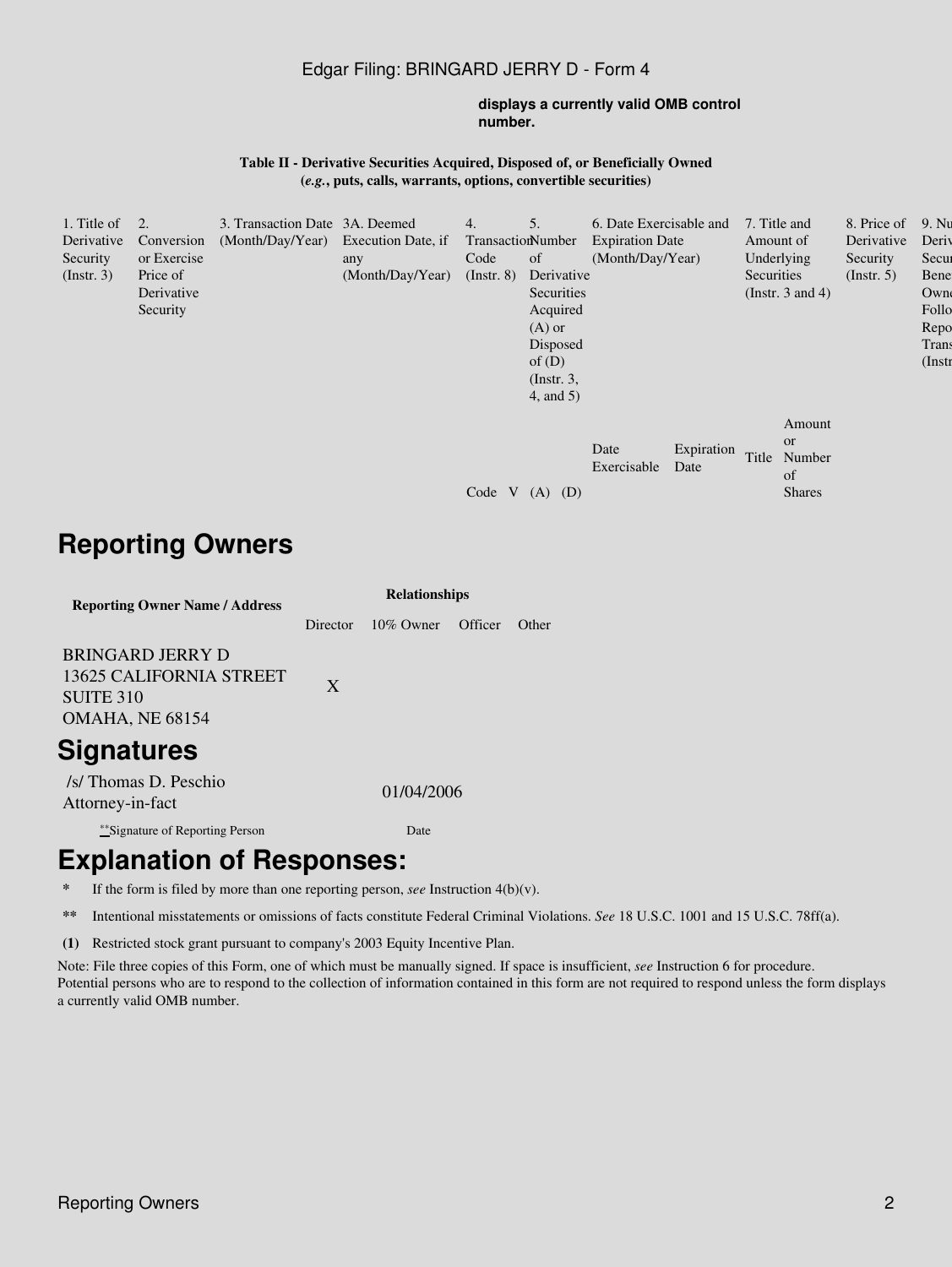displays a currently valid OMB control number.

**Table II - Derivative Securities Acquired, Disposed of, or Beneficially Owned**
**(*e.g.*, puts, calls, warrants, options, convertible securities)**

| 1. Title of Derivative Security (Instr. 3) | 2. Conversion or Exercise Price of Derivative Security | 3. Transaction Date (Month/Day/Year) | 3A. Deemed Execution Date, if any (Month/Day/Year) | 4. Transaction Code (Instr. 8) | | 5. Number of Derivative Securities Acquired (A) or Disposed of (D) (Instr. 3, 4, and 5) | | 6. Date Exercisable and Expiration Date (Month/Day/Year) | | 7. Title and Amount of Underlying Securities (Instr. 3 and 4) | | 8. Price of Derivative Security (Instr. 5) | 9. Nu Deriv Secur Bene Own Follo Repo Trans (Instr |
|---|---|---|---|---|---|---|---|---|---|---|---|---|---|
| | | | | Code | V | (A) | (D) | Date Exercisable | Expiration Date | Title | Amount or Number of Shares | | |

## Reporting Owners

| Reporting Owner Name / Address | Relationships | | | |
|---|---|---|---|---|
| | Director | 10% Owner | Officer | Other |
| BRINGARD JERRY D<br>13625 CALIFORNIA STREET<br>SUITE 310<br>OMAHA, NE 68154 | X | | | |

## Signatures

| | |
|---|---|
| /s/ Thomas D. Peschio Attorney-in-fact | 01/04/2006 |
| **Signature of Reporting Person | Date |

## Explanation of Responses:

* If the form is filed by more than one reporting person, *see* Instruction 4(b)(v).

** Intentional misstatements or omissions of facts constitute Federal Criminal Violations. *See* 18 U.S.C. 1001 and 15 U.S.C. 78ff(a).

**(1)** Restricted stock grant pursuant to company's 2003 Equity Incentive Plan.

Note: File three copies of this Form, one of which must be manually signed. If space is insufficient, *see* Instruction 6 for procedure.
Potential persons who are to respond to the collection of information contained in this form are not required to respond unless the form displays a currently valid OMB number.